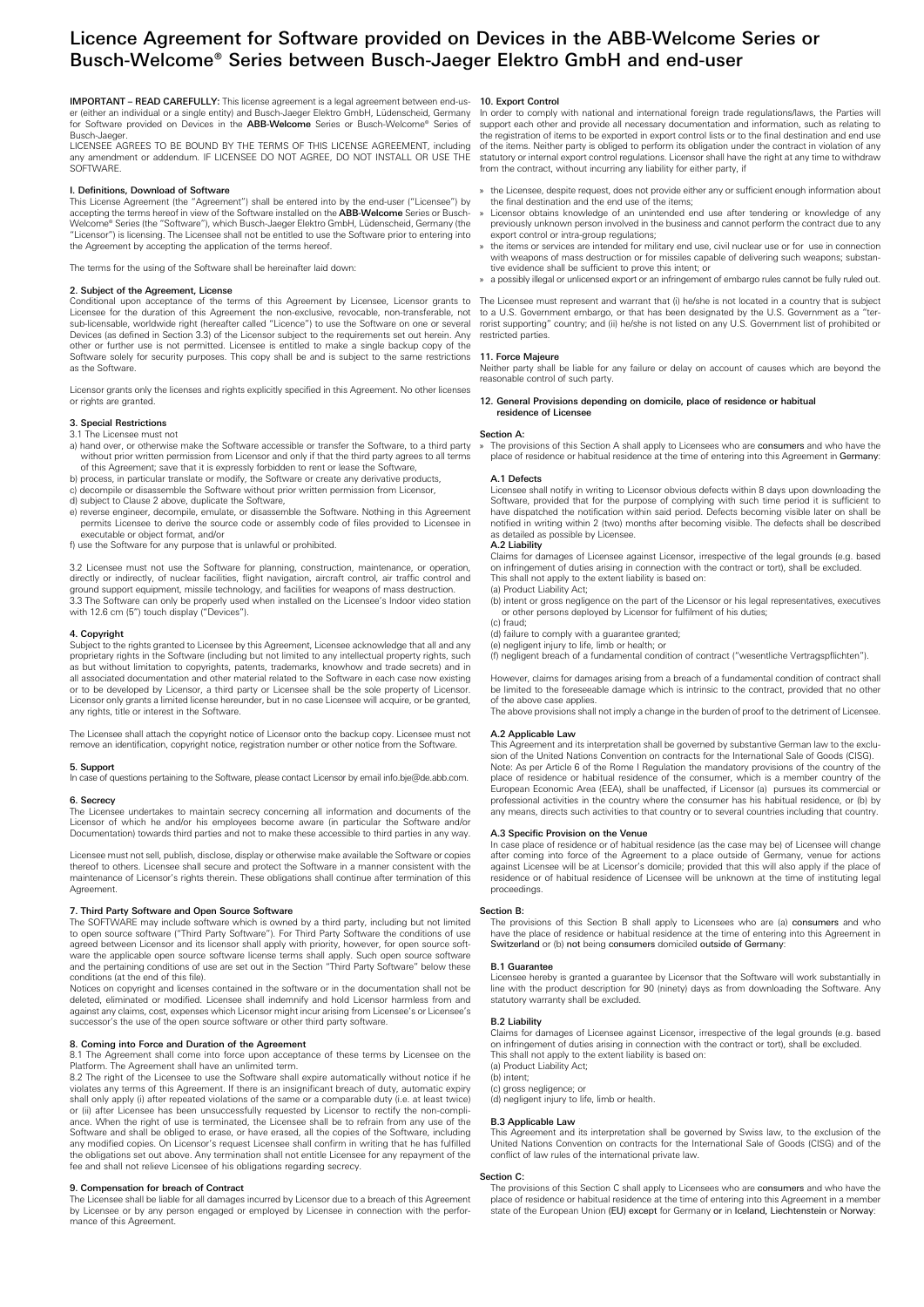# Licence Agreement for Software provided on Devices in the ABB-Welcome Series or Busch-Welcome® Series between Busch-Jaeger Elektro GmbH and end-user

**IMPORTANT – READ CAREFULLY:** This license agreement is a legal agreement between end-user (either an individual or a single entity) and Busch-Jaeger Elektro GmbH, Lüdenscheid, Germany for Software provided on Devices in the **ABB-Welcome** Series or Busch-Welcome® Series of Busch-Jaeger.

LICENSEE AGREES TO BE BOUND BY THE TERMS OF THIS LICENSE AGREEMENT, including any amendment or addendum. IF LICENSEE DO NOT AGREE, DO NOT INSTALL OR USE THE SOFTWARE.

## I. Definitions, Download of Software

This License Agreement (the "Agreement") shall be entered into by the end-user ("Licensee") by accepting the terms hereof in view of the Software installed on the **ABB-Welcome** Series or Busch-Welcome® Series (the "Software"), which Busch-Jaeger Elektro GmbH, Lüdenscheid, Germany (the "Licensor") is licensing. The Licensee shall not be entitled to use the Software prior to entering into the Agreement by accepting the application of the terms hereof.

The terms for the using of the Software shall be hereinafter laid down:

## 2. Subject of the Agreement, License

Conditional upon acceptance of the terms of this Agreement by Licensee, Licensor grants to Licensee for the duration of this Agreement the non-exclusive, revocable, non-transferable, not sub-licensable, worldwide right (hereafter called "Licence") to use the Software on one or several Devices (as defined in Section 3.3) of the Licensor subject to the requirements set out herein. Any other or further use is not permitted. Licensee is entitled to make a single backup copy of the Software solely for security purposes. This copy shall be and is subject to the same restrictions as the Software.

Licensor grants only the licenses and rights explicitly specified in this Agreement. No other licenses or rights are granted.

## 3. Special Restrictions

3.1 The Licensee must not

a) hand over, or otherwise make the Software accessible or transfer the Software, to a third party without prior written permission from Licensor and only if that the third party agrees to all terms of this Agreement; save that it is expressly forbidden to rent or lease the Software,
b) process, in particular translate or modify, the Software or create any derivative products,
c) decompile or disassemble the Software without prior written permission from Licensor,
d) subject to Clause 2 above, duplicate the Software,
e) reverse engineer, decompile, emulate, or disassemble the Software. Nothing in this Agreement permits Licensee to derive the source code or assembly code of files provided to Licensee in executable or object format, and/or
f) use the Software for any purpose that is unlawful or prohibited.

3.2 Licensee must not use the Software for planning, construction, maintenance, or operation, directly or indirectly, of nuclear facilities, flight navigation, aircraft control, air traffic control and ground support equipment, missile technology, and facilities for weapons of mass destruction.

3.3 The Software can only be properly used when installed on the Licensee's Indoor video station with 12.6 cm (5") touch display ("Devices").

## 4. Copyright

Subject to the rights granted to Licensee by this Agreement, Licensee acknowledge that all and any proprietary rights in the Software (including but not limited to any intellectual property rights, such as but without limitation to copyrights, patents, trademarks, knowhow and trade secrets) and in all associated documentation and other material related to the Software in each case now existing or to be developed by Licensor, a third party or Licensee shall be the sole property of Licensor. Licensor only grants a limited license hereunder, but in no case Licensee will acquire, or be granted, any rights, title or interest in the Software.

The Licensee shall attach the copyright notice of Licensor onto the backup copy. Licensee must not remove an identification, copyright notice, registration number or other notice from the Software.

## 5. Support

In case of questions pertaining to the Software, please contact Licensor by email info.bje@de.abb.com.

## 6. Secrecy

The Licensee undertakes to maintain secrecy concerning all information and documents of the Licensor of which he and/or his employees become aware (in particular the Software and/or Documentation) towards third parties and not to make these accessible to third parties in any way.

Licensee must not sell, publish, disclose, display or otherwise make available the Software or copies thereof to others. Licensee shall secure and protect the Software in a manner consistent with the maintenance of Licensor's rights therein. These obligations shall continue after termination of this Agreement.

## 7. Third Party Software and Open Source Software

The SOFTWARE may include software which is owned by a third party, including but not limited to open source software ("Third Party Software"). For Third Party Software the conditions of use agreed between Licensor and its licensor shall apply with priority, however, for open source software the applicable open source software license terms shall apply. Such open source software and the pertaining conditions of use are set out in the Section "Third Party Software" below these conditions (at the end of this file).

Notices on copyright and licenses contained in the software or in the documentation shall not be deleted, eliminated or modified. Licensee shall indemnify and hold Licensor harmless from and against any claims, cost, expenses which Licensor might incur arising from Licensee's or Licensee's successor's the use of the open source software or other third party software.

## 8. Coming into Force and Duration of the Agreement

8.1 The Agreement shall come into force upon acceptance of these terms by Licensee on the Platform. The Agreement shall have an unlimited term.

8.2 The right of the Licensee to use the Software shall expire automatically without notice if he violates any terms of this Agreement. If there is an insignificant breach of duty, automatic expiry shall only apply (i) after repeated violations of the same or a comparable duty (i.e. at least twice) or (ii) after Licensee has been unsuccessfully requested by Licensor to rectify the non-compliance. When the right of use is terminated, the Licensee shall be to refrain from any use of the Software and shall be obliged to erase, or have erased, all the copies of the Software, including any modified copies. On Licensor's request Licensee shall confirm in writing that he has fulfilled the obligations set out above. Any termination shall not entitle Licensee for any repayment of the fee and shall not relieve Licensee of his obligations regarding secrecy.

## 9. Compensation for breach of Contract

The Licensee shall be liable for all damages incurred by Licensor due to a breach of this Agreement by Licensee or by any person engaged or employed by Licensee in connection with the performance of this Agreement.

## 10. Export Control

In order to comply with national and international foreign trade regulations/laws, the Parties will support each other and provide all necessary documentation and information, such as relating to the registration of items to be exported in export control lists or to the final destination and end use of the items. Neither party is obliged to perform its obligation under the contract in violation of any statutory or internal export control regulations. Licensor shall have the right at any time to withdraw from the contract, without incurring any liability for either party, if

- » the Licensee, despite request, does not provide either any or sufficient enough information about the final destination and the end use of the items;
- » Licensor obtains knowledge of an unintended end use after tendering or knowledge of any previously unknown person involved in the business and cannot perform the contract due to any export control or intra-group regulations;
- » the items or services are intended for military end use, civil nuclear use or for use in connection with weapons of mass destruction or for missiles capable of delivering such weapons; substantive evidence shall be sufficient to prove this intent; or
- » a possibly illegal or unlicensed export or an infringement of embargo rules cannot be fully ruled out.

The Licensee must represent and warrant that (i) he/she is not located in a country that is subject to a U.S. Government embargo, or that has been designated by the U.S. Government as a "terrorist supporting" country; and (ii) he/she is not listed on any U.S. Government list of prohibited or restricted parties.

## 11. Force Majeure

Neither party shall be liable for any failure or delay on account of causes which are beyond the reasonable control of such party.

## 12. General Provisions depending on domicile, place of residence or habitual residence of Licensee

### Section A:

» The provisions of this Section A shall apply to Licensees who are **consumers** and who have the place of residence or habitual residence at the time of entering into this Agreement in **Germany**:

#### A.1 Defects

Licensee shall notify in writing to Licensor obvious defects within 8 days upon downloading the Software, provided that for the purpose of complying with such time period it is sufficient to have dispatched the notification within said period. Defects becoming visible later on shall be notified in writing within 2 (two) months after becoming visible. The defects shall be described as detailed as possible by Licensee.

#### A.2 Liability

Claims for damages of Licensee against Licensor, irrespective of the legal grounds (e.g. based on infringement of duties arising in connection with the contract or tort), shall be excluded.

This shall not apply to the extent liability is based on:

(a) Product Liability Act;
(b) intent or gross negligence on the part of the Licensor or his legal representatives, executives or other persons deployed by Licensor for fulfilment of his duties;
(c) fraud;
(d) failure to comply with a guarantee granted;
(e) negligent injury to life, limb or health; or
(f) negligent breach of a fundamental condition of contract ("wesentliche Vertragspflichten").

However, claims for damages arising from a breach of a fundamental condition of contract shall be limited to the foreseeable damage which is intrinsic to the contract, provided that no other of the above case applies.

The above provisions shall not imply a change in the burden of proof to the detriment of Licensee.

#### A.2 Applicable Law

This Agreement and its interpretation shall be governed by substantive German law to the exclusion of the United Nations Convention on contracts for the International Sale of Goods (CISG).

Note: As per Article 6 of the Rome I Regulation the mandatory provisions of the country of the place of residence or habitual residence of the consumer, which is a member country of the European Economic Area (EEA), shall be unaffected, if Licensor (a) pursues its commercial or professional activities in the country where the consumer has his habitual residence, or (b) by any means, directs such activities to that country or to several countries including that country.

#### A.3 Specific Provision on the Venue

In case place of residence or of habitual residence (as the case may be) of Licensee will change after coming into force of the Agreement to a place outside of Germany, venue for actions against Licensee will be at Licensor's domicile; provided that this will also apply if the place of residence or of habitual residence of Licensee will be unknown at the time of instituting legal proceedings.

### Section B:

The provisions of this Section B shall apply to Licensees who are (a) **consumers** and who have the place of residence or habitual residence at the time of entering into this Agreement in **Switzerland** or (b) **not** being **consumers** domiciled **outside of Germany**:

#### B.1 Guarantee

Licensee hereby is granted a guarantee by Licensor that the Software will work substantially in line with the product description for 90 (ninety) days as from downloading the Software. Any statutory warranty shall be excluded.

#### B.2 Liability

Claims for damages of Licensee against Licensor, irrespective of the legal grounds (e.g. based on infringement of duties arising in connection with the contract or tort), shall be excluded.

This shall not apply to the extent liability is based on:

(a) Product Liability Act;
(b) intent;
(c) gross negligence; or
(d) negligent injury to life, limb or health.

#### B.3 Applicable Law

This Agreement and its interpretation shall be governed by Swiss law, to the exclusion of the United Nations Convention on contracts for the International Sale of Goods (CISG) and of the conflict of law rules of the international private law.

### Section C:

The provisions of this Section C shall apply to Licensees who are **consumers** and who have the place of residence or habitual residence at the time of entering into this Agreement in a member state of the European Union (**EU**) **except** for Germany **or** in **Iceland, Liechtenstein** or **Norway**: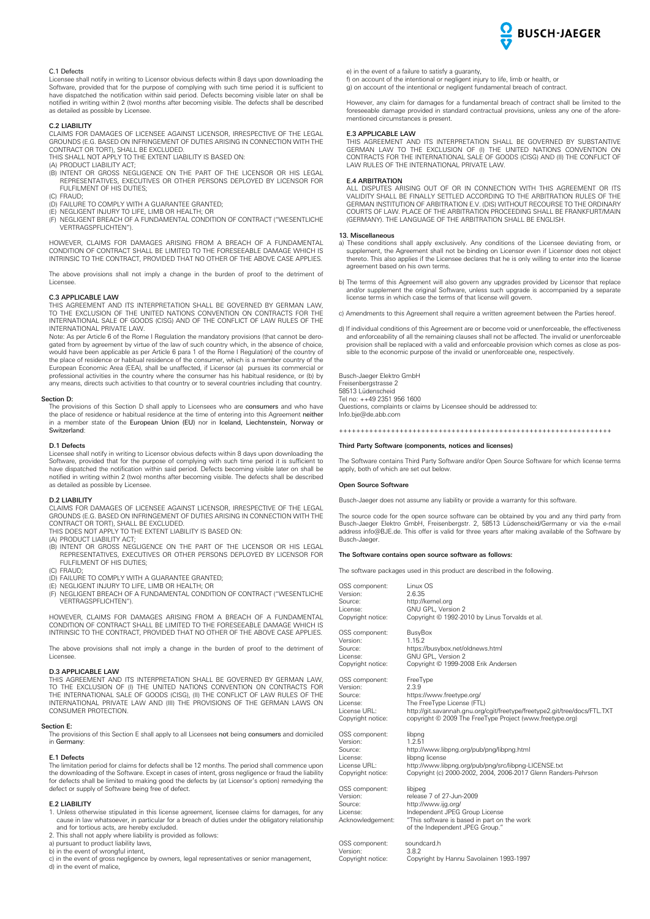#### C.1 Defects

Licensee shall notify in writing to Licensor obvious defects within 8 days upon downloading the Software, provided that for the purpose of complying with such time period it is sufficient to have dispatched the notification within said period. Defects becoming visible later on shall be notified in writing within 2 (two) months after becoming visible. The defects shall be described as detailed as possible by Licensee.

#### C.2 LIABILITY

CLAIMS FOR DAMAGES OF LICENSEE AGAINST LICENSOR, IRRESPECTIVE OF THE LEGAL GROUNDS (E.G. BASED ON INFRINGEMENT OF DUTIES ARISING IN CONNECTION WITH THE CONTRACT OR TORT), SHALL BE EXCLUDED.

THIS SHALL NOT APPLY TO THE EXTENT LIABILITY IS BASED ON:

(A) PRODUCT LIABILITY ACT;
(B) INTENT OR GROSS NEGLIGENCE ON THE PART OF THE LICENSOR OR HIS LEGAL REPRESENTATIVES, EXECUTIVES OR OTHER PERSONS DEPLOYED BY LICENSOR FOR FULFILMENT OF HIS DUTIES;
(C) FRAUD;
(D) FAILURE TO COMPLY WITH A GUARANTEE GRANTED;
(E) NEGLIGENT INJURY TO LIFE, LIMB OR HEALTH; OR
(F) NEGLIGENT BREACH OF A FUNDAMENTAL CONDITION OF CONTRACT ("WESENTLICHE VERTRAGSPFLICHTEN").

HOWEVER, CLAIMS FOR DAMAGES ARISING FROM A BREACH OF A FUNDAMENTAL CONDITION OF CONTRACT SHALL BE LIMITED TO THE FORESEEABLE DAMAGE WHICH IS INTRINSIC TO THE CONTRACT, PROVIDED THAT NO OTHER OF THE ABOVE CASE APPLIES.

The above provisions shall not imply a change in the burden of proof to the detriment of Licensee.

#### C.3 APPLICABLE LAW

THIS AGREEMENT AND ITS INTERPRETATION SHALL BE GOVERNED BY GERMAN LAW, TO THE EXCLUSION OF THE UNITED NATIONS CONVENTION ON CONTRACTS FOR THE INTERNATIONAL SALE OF GOODS (CISG) AND OF THE CONFLICT OF LAW RULES OF THE INTERNATIONAL PRIVATE LAW.

Note: As per Article 6 of the Rome I Regulation the mandatory provisions (that cannot be derogated from by agreement by virtue of the law of such country which, in the absence of choice, would have been applicable as per Article 6 para 1 of the Rome I Regulation) of the country of the place of residence or habitual residence of the consumer, which is a member country of the European Economic Area (EEA), shall be unaffected, if Licensor (a) pursues its commercial or professional activities in the country where the consumer has his habitual residence, or (b) by any means, directs such activities to that country or to several countries including that country.

### Section D:

The provisions of this Section D shall apply to Licensees who are **consumers** and who have the place of residence or habitual residence at the time of entering into this Agreement **neither** in a member state of the **European Union (EU)** nor in **Iceland, Liechtenstein, Norway or Switzerland**:

#### D.1 Defects

Licensee shall notify in writing to Licensor obvious defects within 8 days upon downloading the Software, provided that for the purpose of complying with such time period it is sufficient to have dispatched the notification within said period. Defects becoming visible later on shall be notified in writing within 2 (two) months after becoming visible. The defects shall be described as detailed as possible by Licensee.

#### D.2 LIABILITY

CLAIMS FOR DAMAGES OF LICENSEE AGAINST LICENSOR, IRRESPECTIVE OF THE LEGAL GROUNDS (E.G. BASED ON INFRINGEMENT OF DUTIES ARISING IN CONNECTION WITH THE CONTRACT OR TORT), SHALL BE EXCLUDED.

THIS DOES NOT APPLY TO THE EXTENT LIABILITY IS BASED ON:

(A) PRODUCT LIABILITY ACT;
(B) INTENT OR GROSS NEGLIGENCE ON THE PART OF THE LICENSOR OR HIS LEGAL REPRESENTATIVES, EXECUTIVES OR OTHER PERSONS DEPLOYED BY LICENSOR FOR FULFILMENT OF HIS DUTIES;
(C) FRAUD;
(D) FAILURE TO COMPLY WITH A GUARANTEE GRANTED;
(E) NEGLIGENT INJURY TO LIFE, LIMB OR HEALTH; OR
(F) NEGLIGENT BREACH OF A FUNDAMENTAL CONDITION OF CONTRACT ("WESENTLICHE VERTRAGSPFLICHTEN").

HOWEVER, CLAIMS FOR DAMAGES ARISING FROM A BREACH OF A FUNDAMENTAL CONDITION OF CONTRACT SHALL BE LIMITED TO THE FORESEEABLE DAMAGE WHICH IS INTRINSIC TO THE CONTRACT, PROVIDED THAT NO OTHER OF THE ABOVE CASE APPLIES.

The above provisions shall not imply a change in the burden of proof to the detriment of Licensee.

#### D.3 APPLICABLE LAW

THIS AGREEMENT AND ITS INTERPRETATION SHALL BE GOVERNED BY GERMAN LAW, TO THE EXCLUSION OF (I) THE UNITED NATIONS CONVENTION ON CONTRACTS FOR THE INTERNATIONAL SALE OF GOODS (CISG), (II) THE CONFLICT OF LAW RULES OF THE INTERNATIONAL PRIVATE LAW AND (III) THE PROVISIONS OF THE GERMAN LAWS ON CONSUMER PROTECTION.

### Section E:

The provisions of this Section E shall apply to all Licensees **not** being **consumers** and domiciled in **Germany**:

#### E.1 Defects

The limitation period for claims for defects shall be 12 months. The period shall commence upon the downloading of the Software. Except in cases of intent, gross negligence or fraud the liability for defects shall be limited to making good the defects by (at Licensor's option) remedying the defect or supply of Software being free of defect.

#### E.2 LIABILITY

1. Unless otherwise stipulated in this license agreement, licensee claims for damages, for any cause in law whatsoever, in particular for a breach of duties under the obligatory relationship and for tortious acts, are hereby excluded.
2. This shall not apply where liability is provided as follows:

a) pursuant to product liability laws,
b) in the event of wrongful intent,
c) in the event of gross negligence by owners, legal representatives or senior management,
d) in the event of malice,
e) in the event of a failure to satisfy a guaranty,
f) on account of the intentional or negligent injury to life, limb or health, or
g) on account of the intentional or negligent fundamental breach of contract.

However, any claim for damages for a fundamental breach of contract shall be limited to the foreseeable damage provided in standard contractual provisions, unless any one of the aforementioned circumstances is present.

#### E.3 APPLICABLE LAW

THIS AGREEMENT AND ITS INTERPRETATION SHALL BE GOVERNED BY SUBSTANTIVE GERMAN LAW TO THE EXCLUSION OF (I) THE UNITED NATIONS CONVENTION ON CONTRACTS FOR THE INTERNATIONAL SALE OF GOODS (CISG) AND (II) THE CONFLICT OF LAW RULES OF THE INTERNATIONAL PRIVATE LAW.

#### E.4 ARBITRATION

ALL DISPUTES ARISING OUT OF OR IN CONNECTION WITH THIS AGREEMENT OR ITS VALIDITY SHALL BE FINALLY SETTLED ACCORDING TO THE ARBITRATION RULES OF THE GERMAN INSTITUTION OF ARBITRATION E.V. (DIS) WITHOUT RECOURSE TO THE ORDINARY COURTS OF LAW. PLACE OF THE ARBITRATION PROCEEDING SHALL BE FRANKFURT/MAIN (GERMANY). THE LANGUAGE OF THE ARBITRATION SHALL BE ENGLISH.

### 13. Miscellaneous

a) These conditions shall apply exclusively. Any conditions of the Licensee deviating from, or supplement, the Agreement shall not be binding on Licensor even if Licensor does not object thereto. This also applies if the Licensee declares that he is only willing to enter into the license agreement based on his own terms.

b) The terms of this Agreement will also govern any upgrades provided by Licensor that replace and/or supplement the original Software, unless such upgrade is accompanied by a separate license terms in which case the terms of that license will govern.

c) Amendments to this Agreement shall require a written agreement between the Parties hereof.

d) If individual conditions of this Agreement are or become void or unenforceable, the effectiveness and enforceability of all the remaining clauses shall not be affected. The invalid or unenforceable provision shall be replaced with a valid and enforceable provision which comes as close as possible to the economic purpose of the invalid or unenforceable one, respectively.

Busch-Jaeger Elektro GmbH
Freisenbergstrasse 2
58513 Lüdenscheid
Tel no: ++49 2351 956 1600
Questions, complaints or claims by Licensee should be addressed to:
Info.bje@de.abb.com

++++++++++++++++++++++++++++++++++++++++++++++++++++++++++++++++++

### Third Party Software (components, notices and licenses)

The Software contains Third Party Software and/or Open Source Software for which license terms apply, both of which are set out below.

#### Open Source Software

Busch-Jaeger does not assume any liability or provide a warranty for this software.

The source code for the open source software can be obtained by you and any third party from Busch-Jaeger Elektro GmbH, Freisenbergstr. 2, 58513 Lüdenscheid/Germany or via the e-mail address info@BJE.de. This offer is valid for three years after making available of the Software by Busch-Jaeger.

#### The Software contains open source software as follows:

The software packages used in this product are described in the following.

OSS component: Linux OS
Version: 2.6.35
Source: http://kernel.org
License: GNU GPL, Version 2
Copyright notice: Copyright © 1992-2010 by Linus Torvalds et al.

OSS component: BusyBox
Version: 1.15.2
Source: https://busybox.net/oldnews.html
License: GNU GPL, Version 2
Copyright notice: Copyright © 1999-2008 Erik Andersen

OSS component: FreeType
Version: 2.3.9
Source: https://www.freetype.org/
License: The FreeType License (FTL)
License URL: http://git.savannah.gnu.org/cgit/freetype/freetype2.git/tree/docs/FTL.TXT
Copyright notice: copyright © 2009 The FreeType Project (www.freetype.org)

OSS component: libpng
Version: 1.2.51
Source: http://www.libpng.org/pub/png/libpng.html
License: libpng license
License URL: http://www.libpng.org/pub/png/src/libpng-LICENSE.txt
Copyright notice: Copyright (c) 2000-2002, 2004, 2006-2017 Glenn Randers-Pehrson

OSS component: libjpeg
Version: release 7 of 27-Jun-2009
Source: http://www.ijg.org/
License: Independent JPEG Group License
Acknowledgement: "This software is based in part on the work of the Independent JPEG Group."

OSS component: soundcard.h
Version: 3.8.2
Copyright notice: Copyright by Hannu Savolainen 1993-1997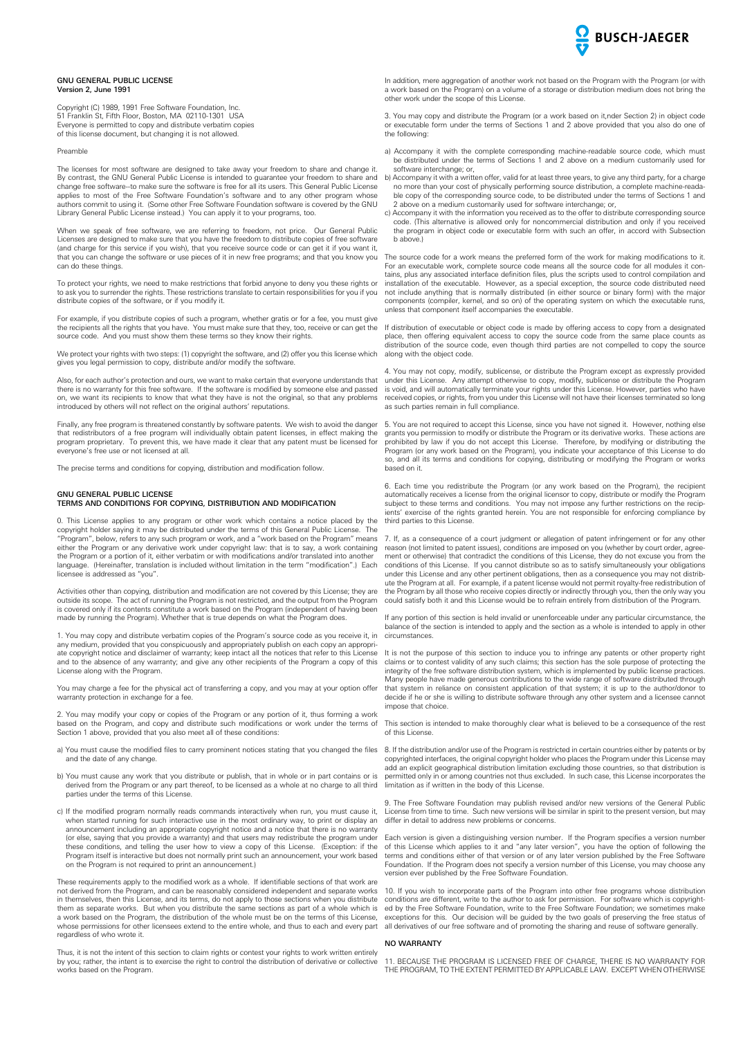**GNU GENERAL PUBLIC LICENSE**
**Version 2, June 1991**

Copyright (C) 1989, 1991 Free Software Foundation, Inc.
51 Franklin St, Fifth Floor, Boston, MA 02110-1301 USA
Everyone is permitted to copy and distribute verbatim copies
of this license document, but changing it is not allowed.

Preamble

The licenses for most software are designed to take away your freedom to share and change it. By contrast, the GNU General Public License is intended to guarantee your freedom to share and change free software--to make sure the software is free for all its users. This General Public License applies to most of the Free Software Foundation's software and to any other program whose authors commit to using it. (Some other Free Software Foundation software is covered by the GNU Library General Public License instead.) You can apply it to your programs, too.

When we speak of free software, we are referring to freedom, not price. Our General Public Licenses are designed to make sure that you have the freedom to distribute copies of free software (and charge for this service if you wish), that you receive source code or can get it if you want it, that you can change the software or use pieces of it in new free programs; and that you know you can do these things.

To protect your rights, we need to make restrictions that forbid anyone to deny you these rights or to ask you to surrender the rights. These restrictions translate to certain responsibilities for you if you distribute copies of the software, or if you modify it.

For example, if you distribute copies of such a program, whether gratis or for a fee, you must give the recipients all the rights that you have. You must make sure that they, too, receive or can get the source code. And you must show them these terms so they know their rights.

We protect your rights with two steps: (1) copyright the software, and (2) offer you this license which gives you legal permission to copy, distribute and/or modify the software.

Also, for each author's protection and ours, we want to make certain that everyone understands that there is no warranty for this free software. If the software is modified by someone else and passed on, we want its recipients to know that what they have is not the original, so that any problems introduced by others will not reflect on the original authors' reputations.

Finally, any free program is threatened constantly by software patents. We wish to avoid the danger that redistributors of a free program will individually obtain patent licenses, in effect making the program proprietary. To prevent this, we have made it clear that any patent must be licensed for everyone's free use or not licensed at all.

The precise terms and conditions for copying, distribution and modification follow.

**GNU GENERAL PUBLIC LICENSE**
**TERMS AND CONDITIONS FOR COPYING, DISTRIBUTION AND MODIFICATION**

0. This License applies to any program or other work which contains a notice placed by the copyright holder saying it may be distributed under the terms of this General Public License. The "Program", below, refers to any such program or work, and a "work based on the Program" means either the Program or any derivative work under copyright law: that is to say, a work containing the Program or a portion of it, either verbatim or with modifications and/or translated into another language. (Hereinafter, translation is included without limitation in the term "modification".) Each licensee is addressed as "you".

Activities other than copying, distribution and modification are not covered by this License; they are outside its scope. The act of running the Program is not restricted, and the output from the Program is covered only if its contents constitute a work based on the Program (independent of having been made by running the Program). Whether that is true depends on what the Program does.

1. You may copy and distribute verbatim copies of the Program's source code as you receive it, in any medium, provided that you conspicuously and appropriately publish on each copy an appropriate copyright notice and disclaimer of warranty; keep intact all the notices that refer to this License and to the absence of any warranty; and give any other recipients of the Program a copy of this License along with the Program.

You may charge a fee for the physical act of transferring a copy, and you may at your option offer warranty protection in exchange for a fee.

2. You may modify your copy or copies of the Program or any portion of it, thus forming a work based on the Program, and copy and distribute such modifications or work under the terms of Section 1 above, provided that you also meet all of these conditions:

a) You must cause the modified files to carry prominent notices stating that you changed the files and the date of any change.

b) You must cause any work that you distribute or publish, that in whole or in part contains or is derived from the Program or any part thereof, to be licensed as a whole at no charge to all third parties under the terms of this License.

c) If the modified program normally reads commands interactively when run, you must cause it, when started running for such interactive use in the most ordinary way, to print or display an announcement including an appropriate copyright notice and a notice that there is no warranty (or else, saying that you provide a warranty) and that users may redistribute the program under these conditions, and telling the user how to view a copy of this License. (Exception: if the Program itself is interactive but does not normally print such an announcement, your work based on the Program is not required to print an announcement.)

These requirements apply to the modified work as a whole. If identifiable sections of that work are not derived from the Program, and can be reasonably considered independent and separate works in themselves, then this License, and its terms, do not apply to those sections when you distribute them as separate works. But when you distribute the same sections as part of a whole which is a work based on the Program, the distribution of the whole must be on the terms of this License, whose permissions for other licensees extend to the entire whole, and thus to each and every part regardless of who wrote it.

Thus, it is not the intent of this section to claim rights or contest your rights to work written entirely by you; rather, the intent is to exercise the right to control the distribution of derivative or collective works based on the Program.

In addition, mere aggregation of another work not based on the Program with the Program (or with a work based on the Program) on a volume of a storage or distribution medium does not bring the other work under the scope of this License.

3. You may copy and distribute the Program (or a work based on it,nder Section 2) in object code or executable form under the terms of Sections 1 and 2 above provided that you also do one of the following:

a) Accompany it with the complete corresponding machine-readable source code, which must be distributed under the terms of Sections 1 and 2 above on a medium customarily used for software interchange; or,

b) Accompany it with a written offer, valid for at least three years, to give any third party, for a charge no more than your cost of physically performing source distribution, a complete machine-readable copy of the corresponding source code, to be distributed under the terms of Sections 1 and 2 above on a medium customarily used for software interchange; or,

c) Accompany it with the information you received as to the offer to distribute corresponding source code. (This alternative is allowed only for noncommercial distribution and only if you received the program in object code or executable form with such an offer, in accord with Subsection b above.)

The source code for a work means the preferred form of the work for making modifications to it. For an executable work, complete source code means all the source code for all modules it contains, plus any associated interface definition files, plus the scripts used to control compilation and installation of the executable. However, as a special exception, the source code distributed need not include anything that is normally distributed (in either source or binary form) with the major components (compiler, kernel, and so on) of the operating system on which the executable runs, unless that component itself accompanies the executable.

If distribution of executable or object code is made by offering access to copy from a designated place, then offering equivalent access to copy the source code from the same place counts as distribution of the source code, even though third parties are not compelled to copy the source along with the object code.

4. You may not copy, modify, sublicense, or distribute the Program except as expressly provided under this License. Any attempt otherwise to copy, modify, sublicense or distribute the Program is void, and will automatically terminate your rights under this License. However, parties who have received copies, or rights, from you under this License will not have their licenses terminated so long as such parties remain in full compliance.

5. You are not required to accept this License, since you have not signed it. However, nothing else grants you permission to modify or distribute the Program or its derivative works. These actions are prohibited by law if you do not accept this License. Therefore, by modifying or distributing the Program (or any work based on the Program), you indicate your acceptance of this License to do so, and all its terms and conditions for copying, distributing or modifying the Program or works based on it.

6. Each time you redistribute the Program (or any work based on the Program), the recipient automatically receives a license from the original licensor to copy, distribute or modify the Program subject to these terms and conditions. You may not impose any further restrictions on the recipients' exercise of the rights granted herein. You are not responsible for enforcing compliance by third parties to this License.

7. If, as a consequence of a court judgment or allegation of patent infringement or for any other reason (not limited to patent issues), conditions are imposed on you (whether by court order, agreement or otherwise) that contradict the conditions of this License, they do not excuse you from the conditions of this License. If you cannot distribute so as to satisfy simultaneously your obligations under this License and any other pertinent obligations, then as a consequence you may not distribute the Program at all. For example, if a patent license would not permit royalty-free redistribution of the Program by all those who receive copies directly or indirectly through you, then the only way you could satisfy both it and this License would be to refrain entirely from distribution of the Program.

If any portion of this section is held invalid or unenforceable under any particular circumstance, the balance of the section is intended to apply and the section as a whole is intended to apply in other circumstances.

It is not the purpose of this section to induce you to infringe any patents or other property right claims or to contest validity of any such claims; this section has the sole purpose of protecting the integrity of the free software distribution system, which is implemented by public license practices. Many people have made generous contributions to the wide range of software distributed through that system in reliance on consistent application of that system; it is up to the author/donor to decide if he or she is willing to distribute software through any other system and a licensee cannot impose that choice.

This section is intended to make thoroughly clear what is believed to be a consequence of the rest of this License.

8. If the distribution and/or use of the Program is restricted in certain countries either by patents or by copyrighted interfaces, the original copyright holder who places the Program under this License may add an explicit geographical distribution limitation excluding those countries, so that distribution is permitted only in or among countries not thus excluded. In such case, this License incorporates the limitation as if written in the body of this License.

9. The Free Software Foundation may publish revised and/or new versions of the General Public License from time to time. Such new versions will be similar in spirit to the present version, but may differ in detail to address new problems or concerns.

Each version is given a distinguishing version number. If the Program specifies a version number of this License which applies to it and "any later version", you have the option of following the terms and conditions either of that version or of any later version published by the Free Software Foundation. If the Program does not specify a version number of this License, you may choose any version ever published by the Free Software Foundation.

10. If you wish to incorporate parts of the Program into other free programs whose distribution conditions are different, write to the author to ask for permission. For software which is copyrighted by the Free Software Foundation, write to the Free Software Foundation; we sometimes make exceptions for this. Our decision will be guided by the two goals of preserving the free status of all derivatives of our free software and of promoting the sharing and reuse of software generally.

**NO WARRANTY**

11. BECAUSE THE PROGRAM IS LICENSED FREE OF CHARGE, THERE IS NO WARRANTY FOR THE PROGRAM, TO THE EXTENT PERMITTED BY APPLICABLE LAW. EXCEPT WHEN OTHERWISE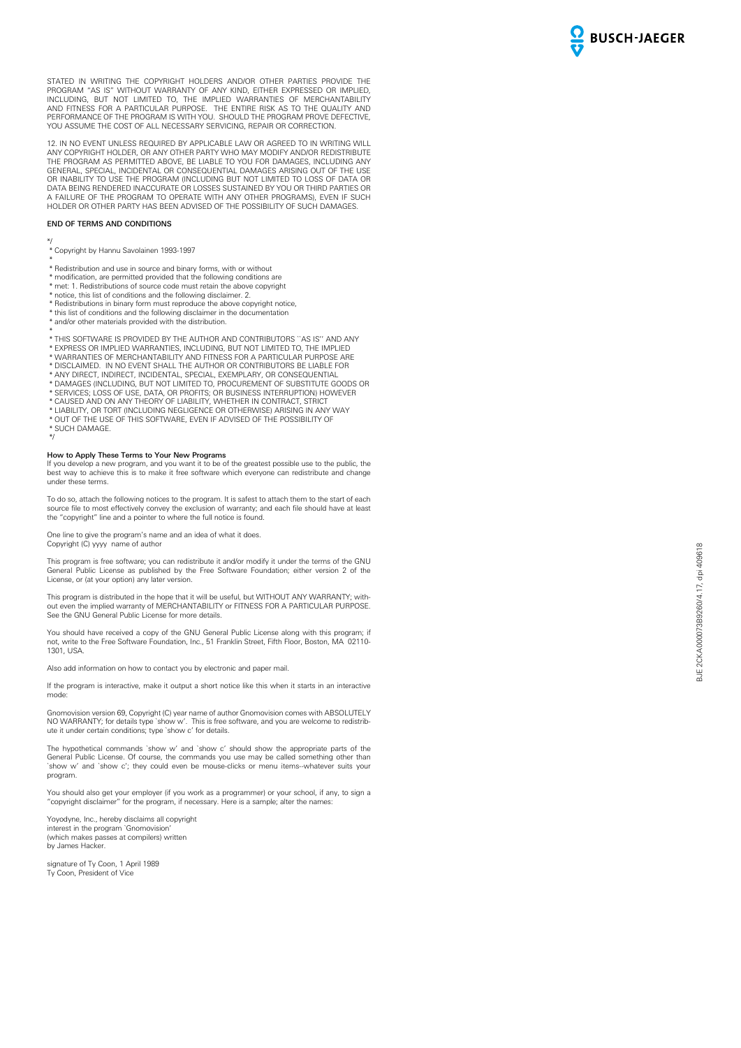STATED IN WRITING THE COPYRIGHT HOLDERS AND/OR OTHER PARTIES PROVIDE THE PROGRAM "AS IS" WITHOUT WARRANTY OF ANY KIND, EITHER EXPRESSED OR IMPLIED, INCLUDING, BUT NOT LIMITED TO, THE IMPLIED WARRANTIES OF MERCHANTABILITY AND FITNESS FOR A PARTICULAR PURPOSE. THE ENTIRE RISK AS TO THE QUALITY AND PERFORMANCE OF THE PROGRAM IS WITH YOU. SHOULD THE PROGRAM PROVE DEFECTIVE, YOU ASSUME THE COST OF ALL NECESSARY SERVICING, REPAIR OR CORRECTION.

12. IN NO EVENT UNLESS REQUIRED BY APPLICABLE LAW OR AGREED TO IN WRITING WILL ANY COPYRIGHT HOLDER, OR ANY OTHER PARTY WHO MAY MODIFY AND/OR REDISTRIBUTE THE PROGRAM AS PERMITTED ABOVE, BE LIABLE TO YOU FOR DAMAGES, INCLUDING ANY GENERAL, SPECIAL, INCIDENTAL OR CONSEQUENTIAL DAMAGES ARISING OUT OF THE USE OR INABILITY TO USE THE PROGRAM (INCLUDING BUT NOT LIMITED TO LOSS OF DATA OR DATA BEING RENDERED INACCURATE OR LOSSES SUSTAINED BY YOU OR THIRD PARTIES OR A FAILURE OF THE PROGRAM TO OPERATE WITH ANY OTHER PROGRAMS), EVEN IF SUCH HOLDER OR OTHER PARTY HAS BEEN ADVISED OF THE POSSIBILITY OF SUCH DAMAGES.

**END OF TERMS AND CONDITIONS**

```
*/
 * Copyright by Hannu Savolainen 1993-1997
 *
 * Redistribution and use in source and binary forms, with or without
 * modification, are permitted provided that the following conditions are
 * met: 1. Redistributions of source code must retain the above copyright
 * notice, this list of conditions and the following disclaimer. 2.
 * Redistributions in binary form must reproduce the above copyright notice,
 * this list of conditions and the following disclaimer in the documentation
 * and/or other materials provided with the distribution.
 *
 * THIS SOFTWARE IS PROVIDED BY THE AUTHOR AND CONTRIBUTORS ``AS IS'' AND ANY
 * EXPRESS OR IMPLIED WARRANTIES, INCLUDING, BUT NOT LIMITED TO, THE IMPLIED
 * WARRANTIES OF MERCHANTABILITY AND FITNESS FOR A PARTICULAR PURPOSE ARE
 * DISCLAIMED. IN NO EVENT SHALL THE AUTHOR OR CONTRIBUTORS BE LIABLE FOR
 * ANY DIRECT, INDIRECT, INCIDENTAL, SPECIAL, EXEMPLARY, OR CONSEQUENTIAL
 * DAMAGES (INCLUDING, BUT NOT LIMITED TO, PROCUREMENT OF SUBSTITUTE GOODS OR
 * SERVICES; LOSS OF USE, DATA, OR PROFITS; OR BUSINESS INTERRUPTION) HOWEVER
 * CAUSED AND ON ANY THEORY OF LIABILITY, WHETHER IN CONTRACT, STRICT
 * LIABILITY, OR TORT (INCLUDING NEGLIGENCE OR OTHERWISE) ARISING IN ANY WAY
 * OUT OF THE USE OF THIS SOFTWARE, EVEN IF ADVISED OF THE POSSIBILITY OF
 * SUCH DAMAGE.
 */
```

**How to Apply These Terms to Your New Programs**

If you develop a new program, and you want it to be of the greatest possible use to the public, the best way to achieve this is to make it free software which everyone can redistribute and change under these terms.

To do so, attach the following notices to the program. It is safest to attach them to the start of each source file to most effectively convey the exclusion of warranty; and each file should have at least the "copyright" line and a pointer to where the full notice is found.

One line to give the program's name and an idea of what it does.
Copyright (C) yyyy name of author

This program is free software; you can redistribute it and/or modify it under the terms of the GNU General Public License as published by the Free Software Foundation; either version 2 of the License, or (at your option) any later version.

This program is distributed in the hope that it will be useful, but WITHOUT ANY WARRANTY; without even the implied warranty of MERCHANTABILITY or FITNESS FOR A PARTICULAR PURPOSE. See the GNU General Public License for more details.

You should have received a copy of the GNU General Public License along with this program; if not, write to the Free Software Foundation, Inc., 51 Franklin Street, Fifth Floor, Boston, MA 02110-1301, USA.

Also add information on how to contact you by electronic and paper mail.

If the program is interactive, make it output a short notice like this when it starts in an interactive mode:

Gnomovision version 69, Copyright (C) year name of author Gnomovision comes with ABSOLUTELY NO WARRANTY; for details type `show w'. This is free software, and you are welcome to redistribute it under certain conditions; type `show c' for details.

The hypothetical commands `show w' and `show c' should show the appropriate parts of the General Public License. Of course, the commands you use may be called something other than `show w' and `show c'; they could even be mouse-clicks or menu items--whatever suits your program.

You should also get your employer (if you work as a programmer) or your school, if any, to sign a "copyright disclaimer" for the program, if necessary. Here is a sample; alter the names:

Yoyodyne, Inc., hereby disclaims all copyright
interest in the program `Gnomovision'
(which makes passes at compilers) written
by James Hacker.

signature of Ty Coon, 1 April 1989
Ty Coon, President of Vice